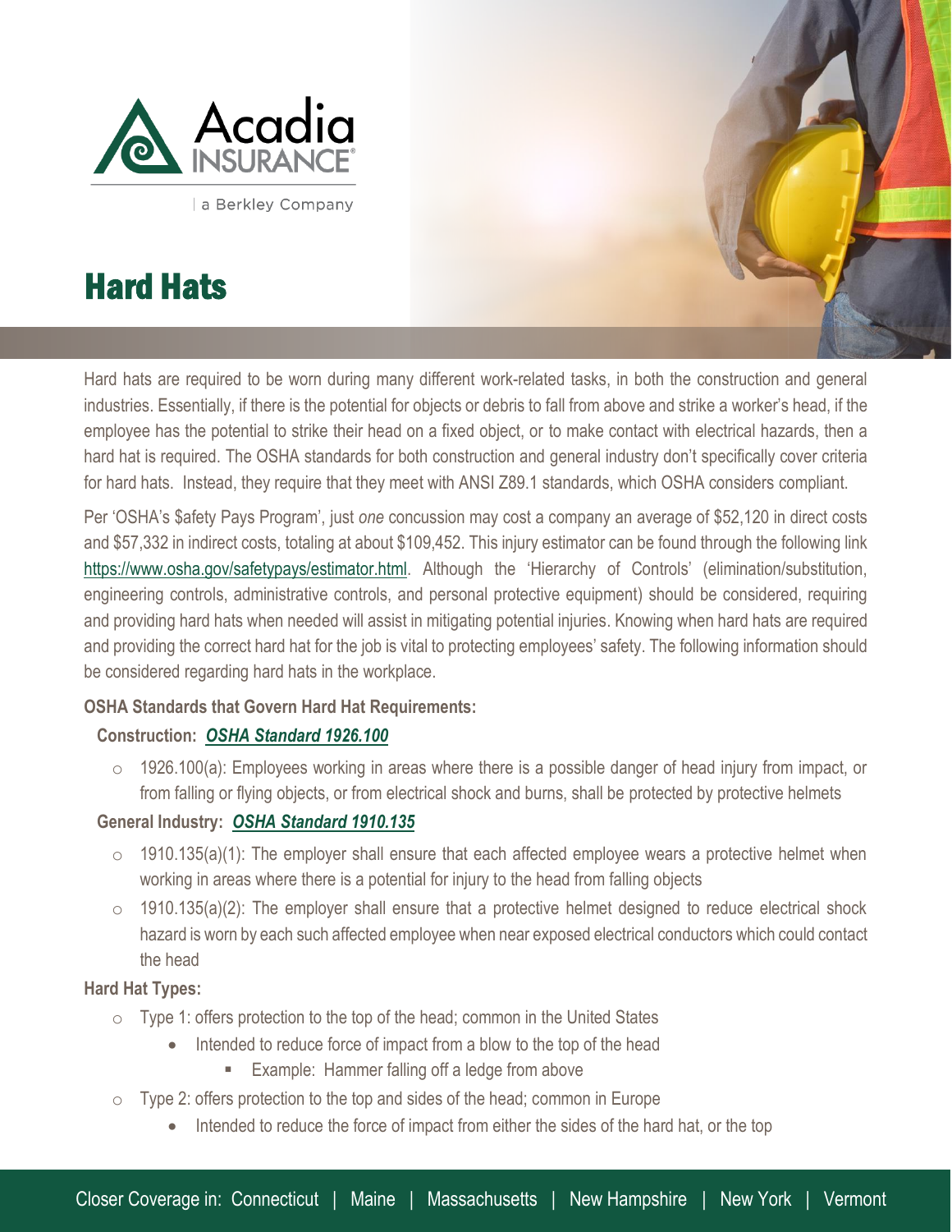# Hard Hats

Hard hats are required to be worn during many different work-related tasks, in both the construction and general industries. Essentially, if there is the potential for objects or debris to fall from above and strike a worker's head, if the employee has the potential to strike their head on a fixed object, or to make contact with electrical hazards, then a hard hat is required. The OSHA standards for both construction and general industry don't specifically cover criteria for hard hats. Instead, they require that they meet with ANSI Z89.1 standards, which OSHA considers compliant.

Per 'OSHA's $afety Pays Program', just *one* concussion may cost a company an average of $52,120 in direct costs and $57,332 in indirect costs, totaling at about $109,452. This injury estimator can be found through the following link https://www.osha.gov/safetypays/estimator.html. Although the 'Hierarchy of Controls' (elimination/substitution, engineering controls, administrative controls, and personal protective equipment) should be considered, requiring and providing hard hats when needed will assist in mitigating potential injuries. Knowing when hard hats are required and providing the correct hard hat for the job is vital to protecting employees' safety. The following information should be considered regarding hard hats in the workplace.

**OSHA Standards that Govern Hard Hat Requirements:**

**Construction: *OSHA Standard 1926.100***

- 1926.100(a): Employees working in areas where there is a possible danger of head injury from impact, or from falling or flying objects, or from electrical shock and burns, shall be protected by protective helmets

**General Industry: *OSHA Standard 1910.135***

- 1910.135(a)(1): The employer shall ensure that each affected employee wears a protective helmet when working in areas where there is a potential for injury to the head from falling objects
- 1910.135(a)(2): The employer shall ensure that a protective helmet designed to reduce electrical shock hazard is worn by each such affected employee when near exposed electrical conductors which could contact the head

**Hard Hat Types:**

- Type 1: offers protection to the top of the head; common in the United States
  - Intended to reduce force of impact from a blow to the top of the head
    - Example: Hammer falling off a ledge from above
- Type 2: offers protection to the top and sides of the head; common in Europe
  - Intended to reduce the force of impact from either the sides of the hard hat, or the top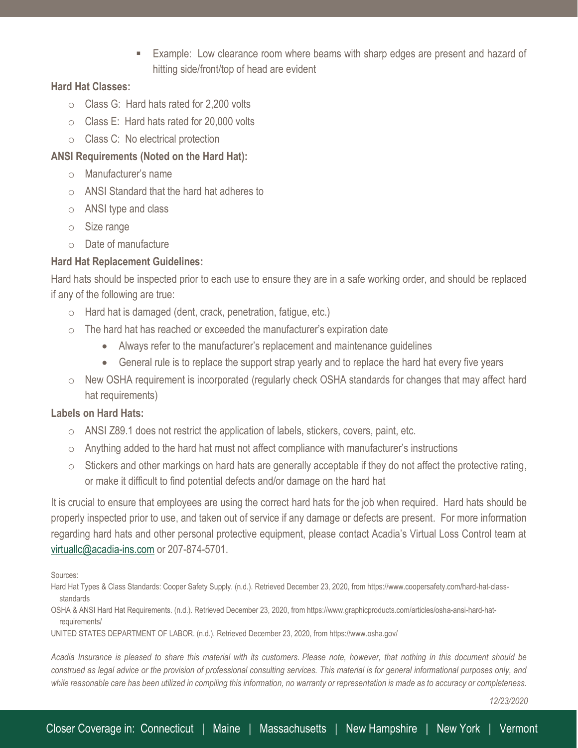- Example: Low clearance room where beams with sharp edges are present and hazard of hitting side/front/top of head are evident

**Hard Hat Classes:**

- Class G: Hard hats rated for 2,200 volts
- Class E: Hard hats rated for 20,000 volts
- Class C: No electrical protection

**ANSI Requirements (Noted on the Hard Hat):**

- Manufacturer's name
- ANSI Standard that the hard hat adheres to
- ANSI type and class
- Size range
- Date of manufacture

**Hard Hat Replacement Guidelines:**

Hard hats should be inspected prior to each use to ensure they are in a safe working order, and should be replaced if any of the following are true:

- Hard hat is damaged (dent, crack, penetration, fatigue, etc.)
- The hard hat has reached or exceeded the manufacturer's expiration date
  - Always refer to the manufacturer's replacement and maintenance guidelines
  - General rule is to replace the support strap yearly and to replace the hard hat every five years
- New OSHA requirement is incorporated (regularly check OSHA standards for changes that may affect hard hat requirements)

**Labels on Hard Hats:**

- ANSI Z89.1 does not restrict the application of labels, stickers, covers, paint, etc.
- Anything added to the hard hat must not affect compliance with manufacturer's instructions
- Stickers and other markings on hard hats are generally acceptable if they do not affect the protective rating, or make it difficult to find potential defects and/or damage on the hard hat

It is crucial to ensure that employees are using the correct hard hats for the job when required. Hard hats should be properly inspected prior to use, and taken out of service if any damage or defects are present. For more information regarding hard hats and other personal protective equipment, please contact Acadia's Virtual Loss Control team at virtuallc@acadia-ins.com or 207-874-5701.

Sources:

Hard Hat Types & Class Standards: Cooper Safety Supply. (n.d.). Retrieved December 23, 2020, from https://www.coopersafety.com/hard-hat-class-standards

OSHA & ANSI Hard Hat Requirements. (n.d.). Retrieved December 23, 2020, from https://www.graphicproducts.com/articles/osha-ansi-hard-hat-requirements/

UNITED STATES DEPARTMENT OF LABOR. (n.d.). Retrieved December 23, 2020, from https://www.osha.gov/

*Acadia Insurance is pleased to share this material with its customers. Please note, however, that nothing in this document should be construed as legal advice or the provision of professional consulting services. This material is for general informational purposes only, and while reasonable care has been utilized in compiling this information, no warranty or representation is made as to accuracy or completeness.*

*12/23/2020*

Closer Coverage in: Connecticut | Maine | Massachusetts | New Hampshire | New York | Vermont